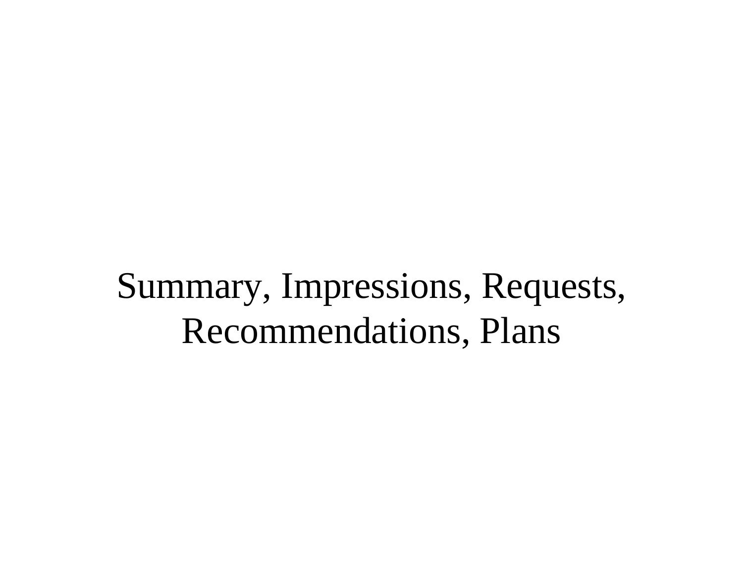# Summary, Impressions, Requests, Recommendations, Plans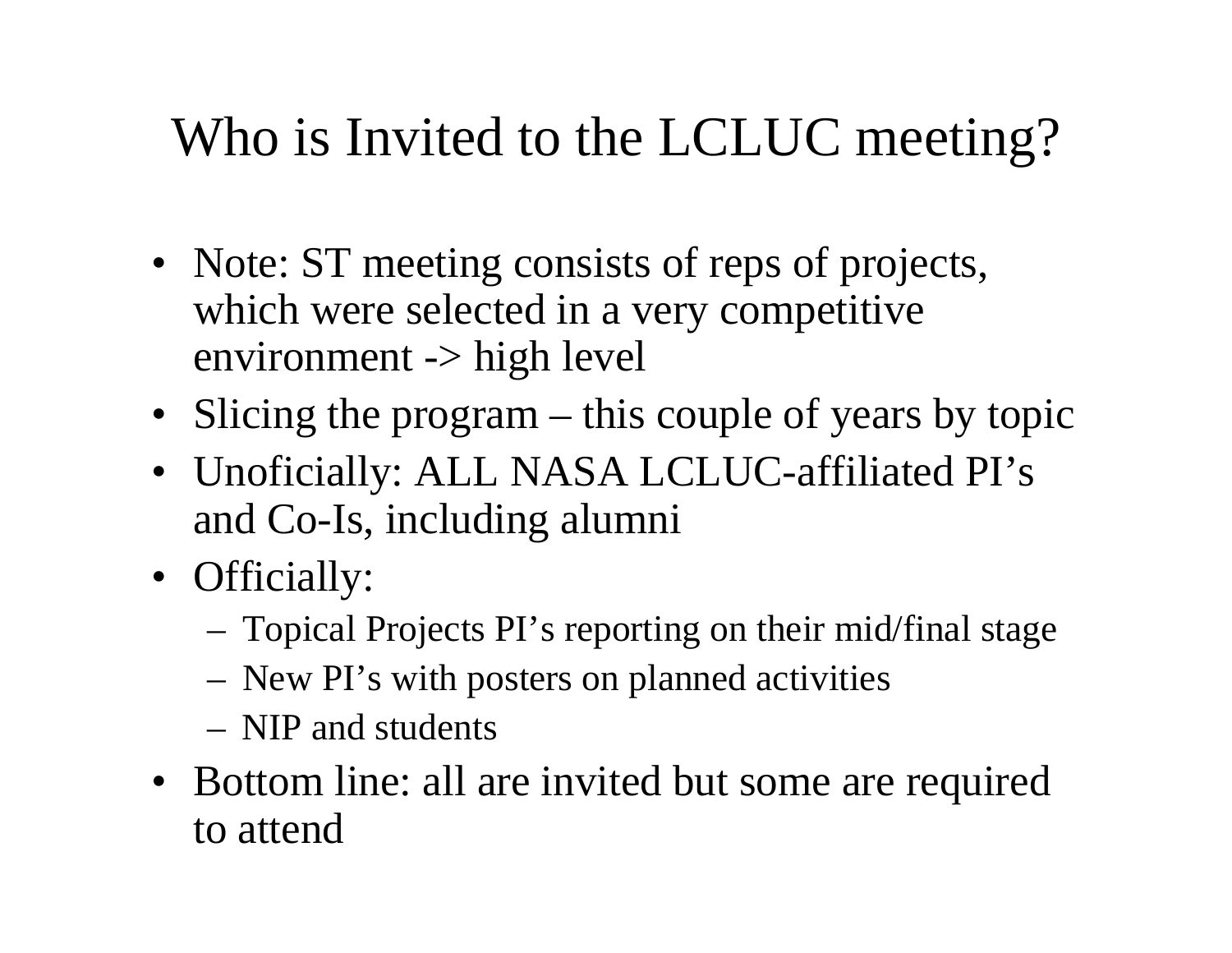# Who is Invited to the LCLUC meeting?

- Note: ST meeting consists of reps of projects, which were selected in a very competitive environment -> high level
- Slicing the program – this couple of years by topic
- Unoficially: ALL NASA LCLUC-affiliated PI's and Co-Is, including alumni
- Officially:
  - Topical Projects PI's reporting on their mid/final stage
  - New PI's with posters on planned activities
  - NIP and students
- Bottom line: all are invited but some are required to attend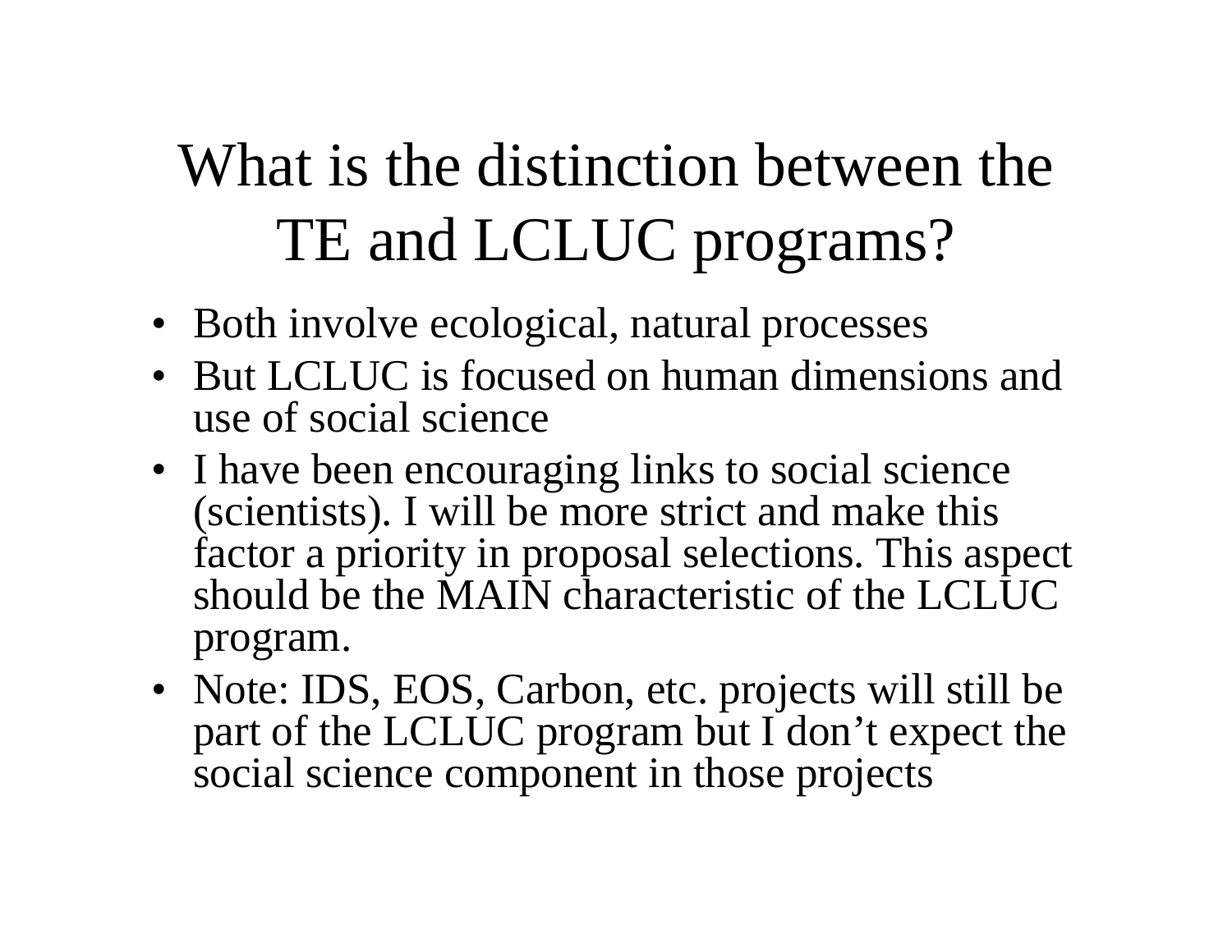# What is the distinction between the TE and LCLUC programs?

- Both involve ecological, natural processes
- But LCLUC is focused on human dimensions and use of social science
- I have been encouraging links to social science (scientists). I will be more strict and make this factor a priority in proposal selections. This aspect should be the MAIN characteristic of the LCLUC program.
- Note: IDS, EOS, Carbon, etc. projects will still be part of the LCLUC program but I don't expect the social science component in those projects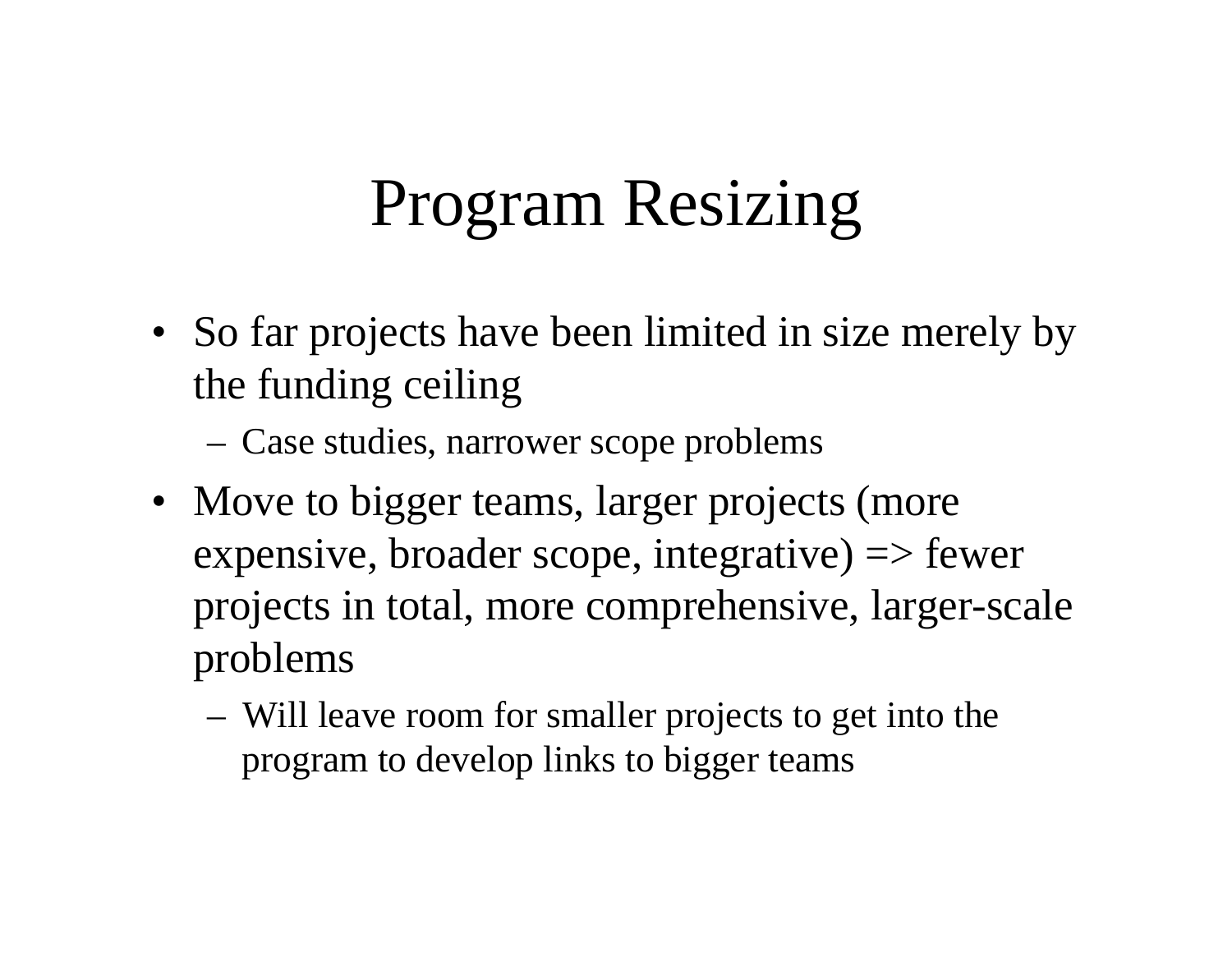# Program Resizing

- So far projects have been limited in size merely by the funding ceiling
  - Case studies, narrower scope problems
- Move to bigger teams, larger projects (more expensive, broader scope, integrative) => fewer projects in total, more comprehensive, larger-scale problems
  - Will leave room for smaller projects to get into the program to develop links to bigger teams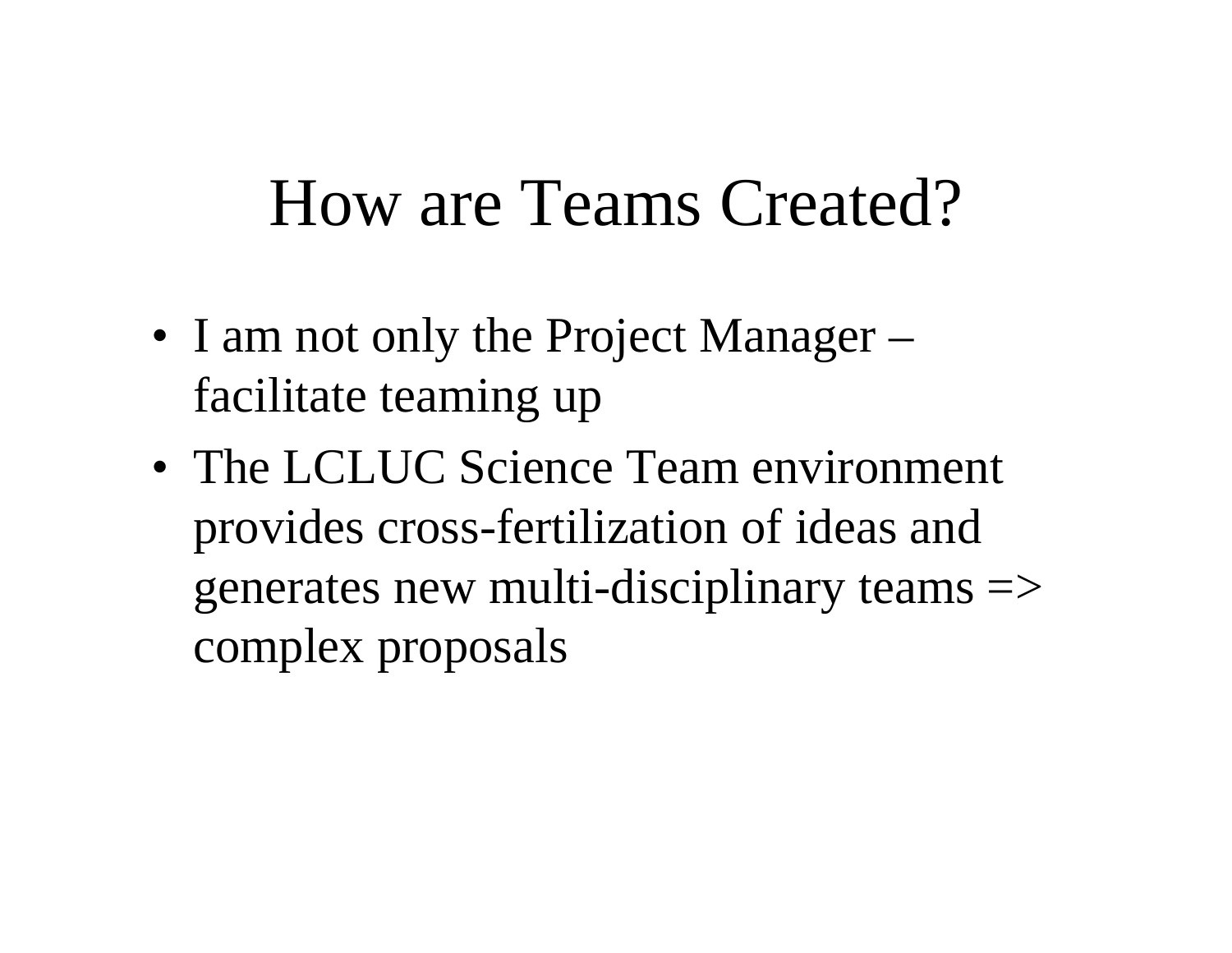# How are Teams Created?

- I am not only the Project Manager – facilitate teaming up
- The LCLUC Science Team environment provides cross-fertilization of ideas and generates new multi-disciplinary teams => complex proposals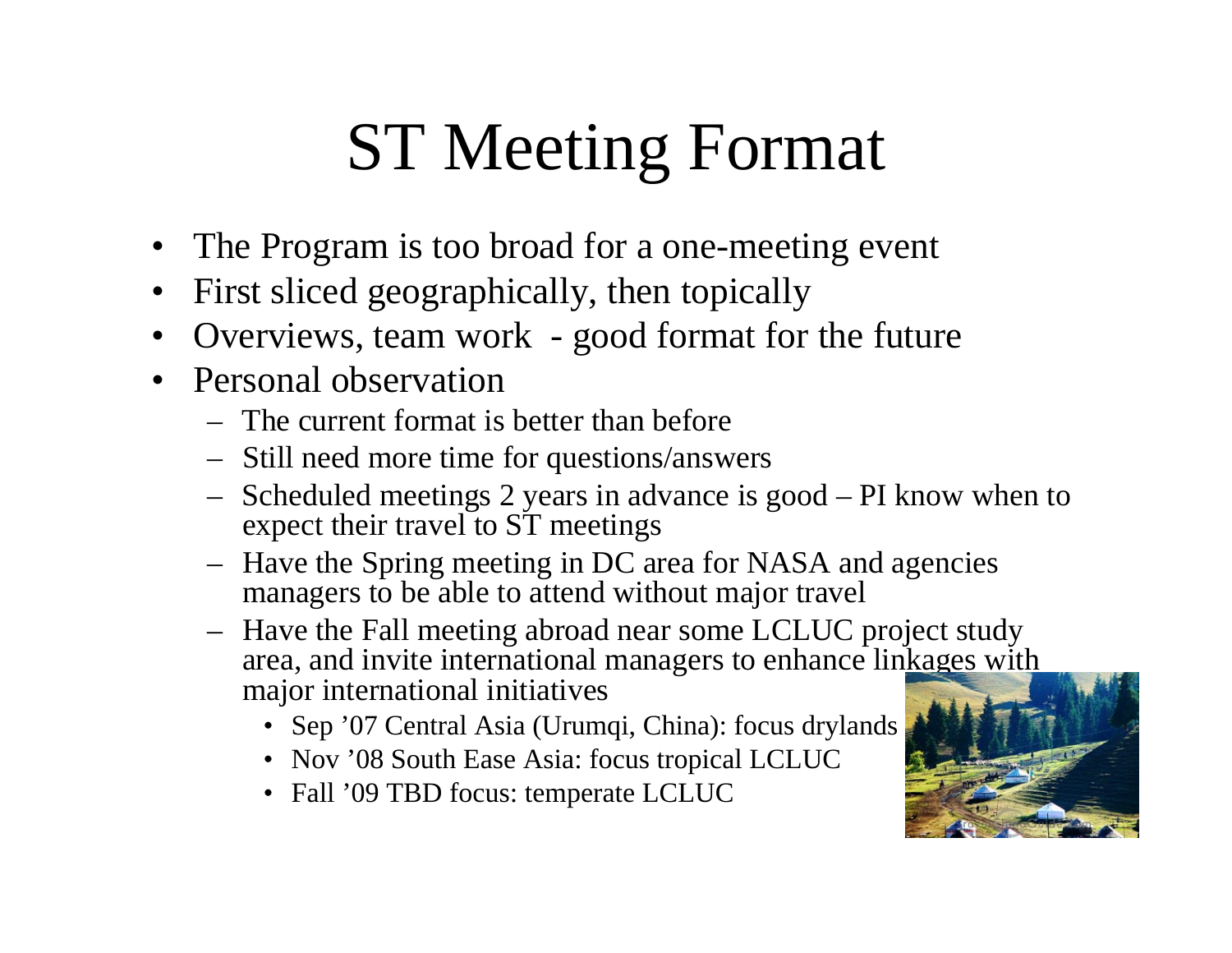# ST Meeting Format

- The Program is too broad for a one-meeting event
- First sliced geographically, then topically
- Overviews, team work - good format for the future
- Personal observation
  - The current format is better than before
  - Still need more time for questions/answers
  - Scheduled meetings 2 years in advance is good – PI know when to expect their travel to ST meetings
  - Have the Spring meeting in DC area for NASA and agencies managers to be able to attend without major travel
  - Have the Fall meeting abroad near some LCLUC project study area, and invite international managers to enhance linkages with major international initiatives
    - Sep '07 Central Asia (Urumqi, China): focus drylands
    - Nov '08 South Ease Asia: focus tropical LCLUC
    - Fall '09 TBD focus: temperate LCLUC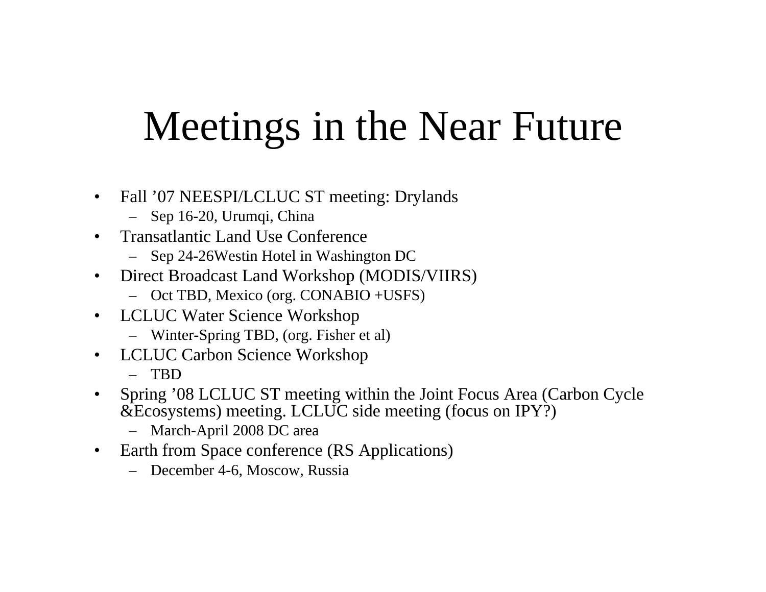# Meetings in the Near Future

- Fall '07 NEESPI/LCLUC ST meeting: Drylands
  - Sep 16-20, Urumqi, China
- Transatlantic Land Use Conference
  - Sep 24-26Westin Hotel in Washington DC
- Direct Broadcast Land Workshop (MODIS/VIIRS)
  - Oct TBD, Mexico (org. CONABIO +USFS)
- LCLUC Water Science Workshop
  - Winter-Spring TBD, (org. Fisher et al)
- LCLUC Carbon Science Workshop
  - TBD
- Spring '08 LCLUC ST meeting within the Joint Focus Area (Carbon Cycle &Ecosystems) meeting. LCLUC side meeting (focus on IPY?)
  - March-April 2008 DC area
- Earth from Space conference (RS Applications)
  - December 4-6, Moscow, Russia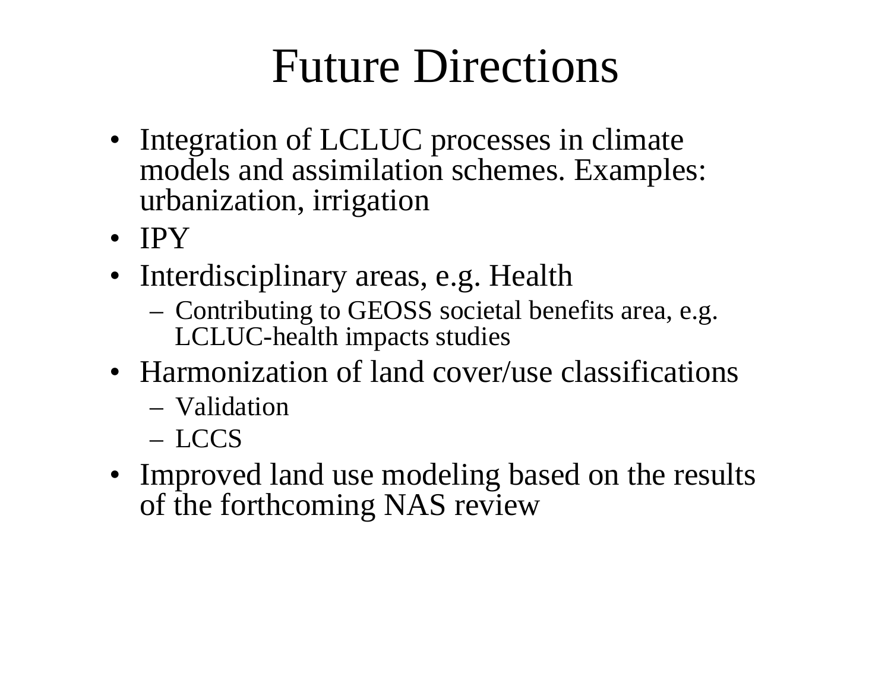# Future Directions

- Integration of LCLUC processes in climate models and assimilation schemes. Examples: urbanization, irrigation
- IPY
- Interdisciplinary areas, e.g. Health
  - Contributing to GEOSS societal benefits area, e.g. LCLUC-health impacts studies
- Harmonization of land cover/use classifications
  - Validation
  - LCCS
- Improved land use modeling based on the results of the forthcoming NAS review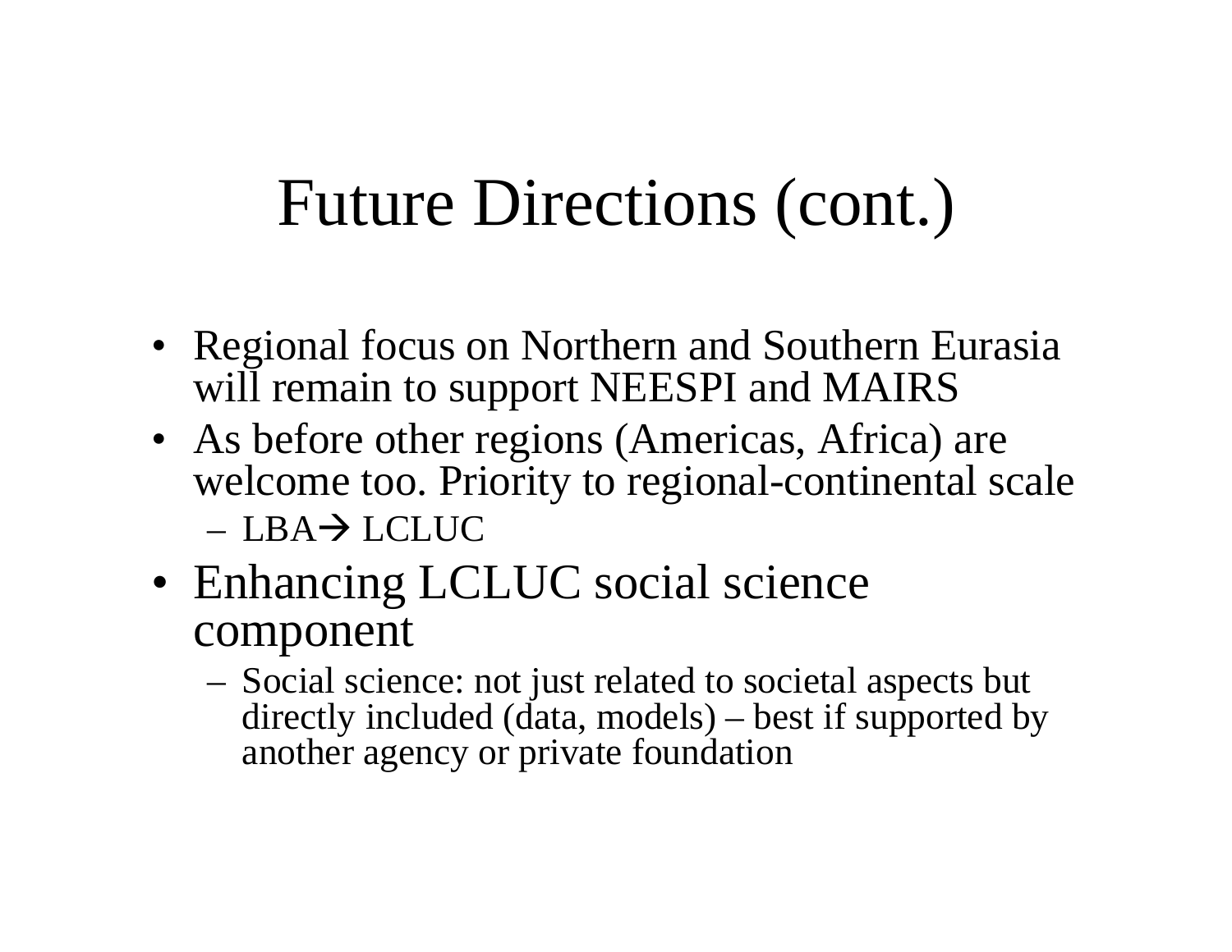# Future Directions (cont.)

- Regional focus on Northern and Southern Eurasia will remain to support NEESPI and MAIRS
- As before other regions (Americas, Africa) are welcome too. Priority to regional-continental scale
  - LBA→ LCLUC
- Enhancing LCLUC social science component
  - Social science: not just related to societal aspects but directly included (data, models) – best if supported by another agency or private foundation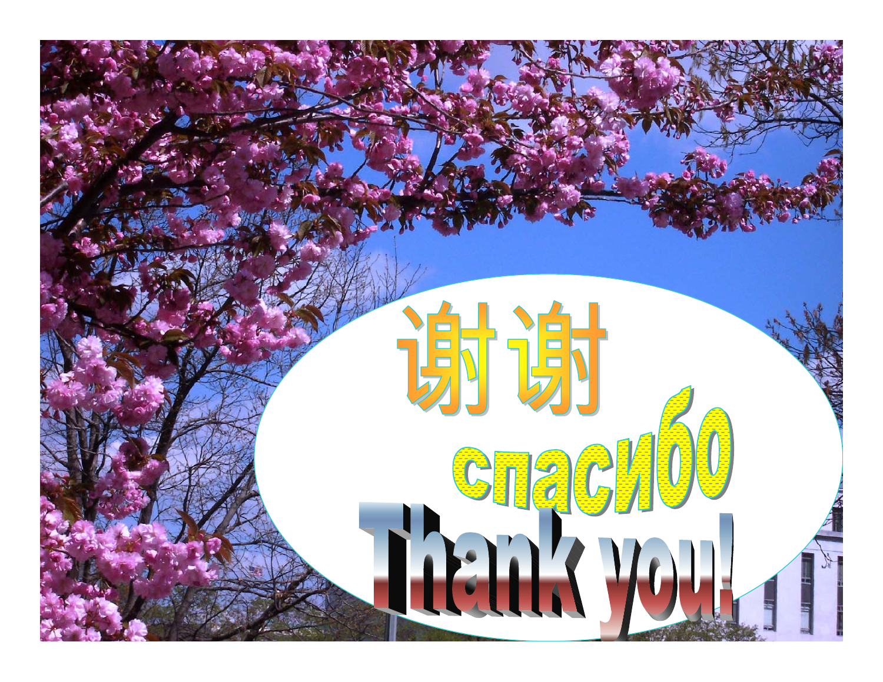谢谢

спасибо

Thank you!